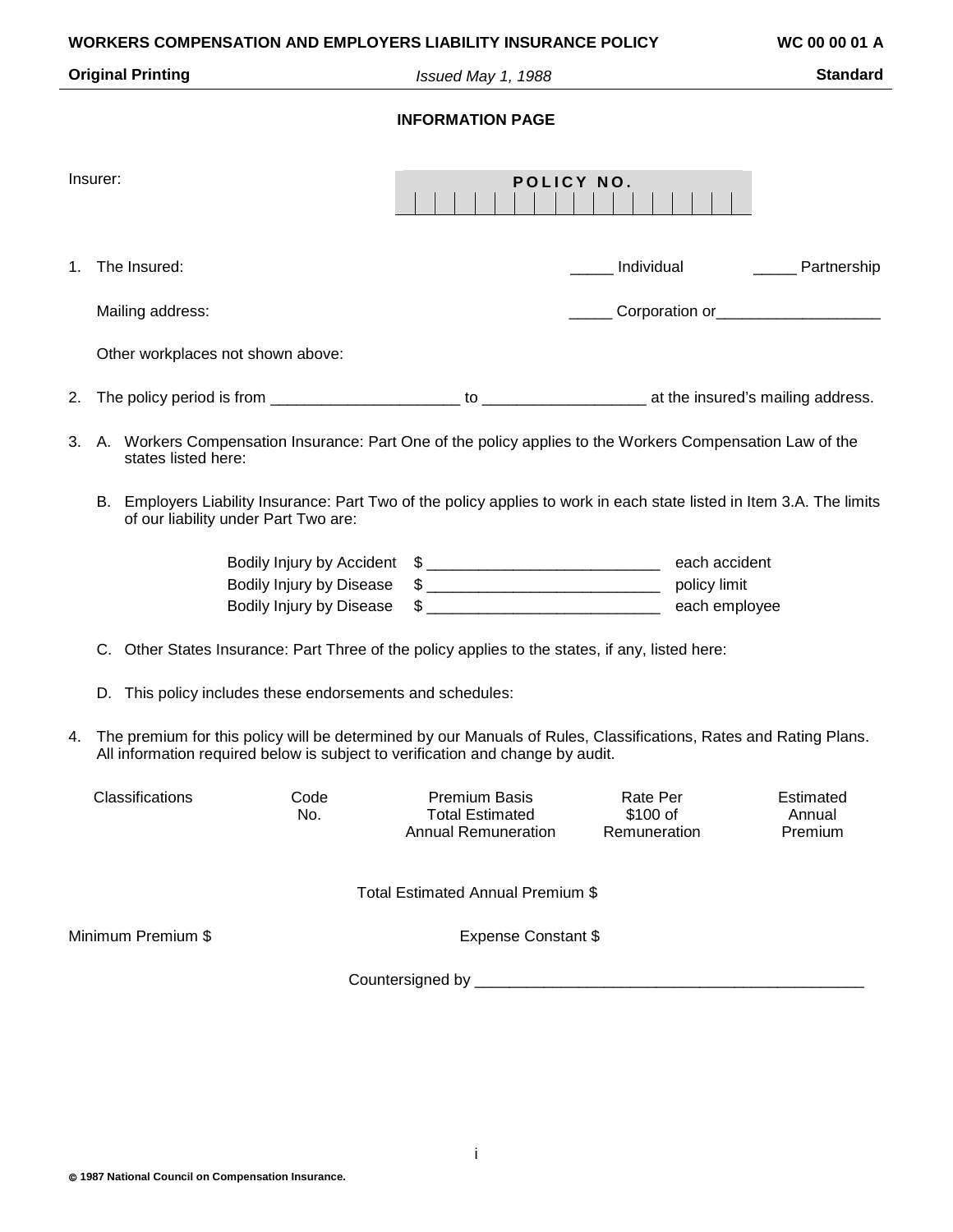**WORKERS COMPENSATION AND EMPLOYERS LIABILITY INSURANCE POLICY** **WC 00 00 01 A**

**Original Printing** *Issued May 1, 1988* **Standard**

## INFORMATION PAGE

Insurer:

**POLICY NO.**

1. The Insured: _____ Individual _____ Partnership

   Mailing address: _____ Corporation or___________________

   Other workplaces not shown above:

2. The policy period is from ______________________ to ___________________ at the insured's mailing address.

3. A. Workers Compensation Insurance: Part One of the policy applies to the Workers Compensation Law of the states listed here:

   B. Employers Liability Insurance: Part Two of the policy applies to work in each state listed in Item 3.A. The limits of our liability under Part Two are:

   | | | |
   |---|---|---|
   | Bodily Injury by Accident | $ ___________________________ | each accident |
   | Bodily Injury by Disease | $ ___________________________ | policy limit |
   | Bodily Injury by Disease | $ ___________________________ | each employee |

   C. Other States Insurance: Part Three of the policy applies to the states, if any, listed here:

   D. This policy includes these endorsements and schedules:

4. The premium for this policy will be determined by our Manuals of Rules, Classifications, Rates and Rating Plans. All information required below is subject to verification and change by audit.

| Classifications | Code No. | Premium Basis Total Estimated Annual Remuneration | Rate Per $100 of Remuneration | Estimated Annual Premium |
|---|---|---|---|---|

Total Estimated Annual Premium $

Minimum Premium $ Expense Constant $

Countersigned by _______________________________________________

© 1987 National Council on Compensation Insurance.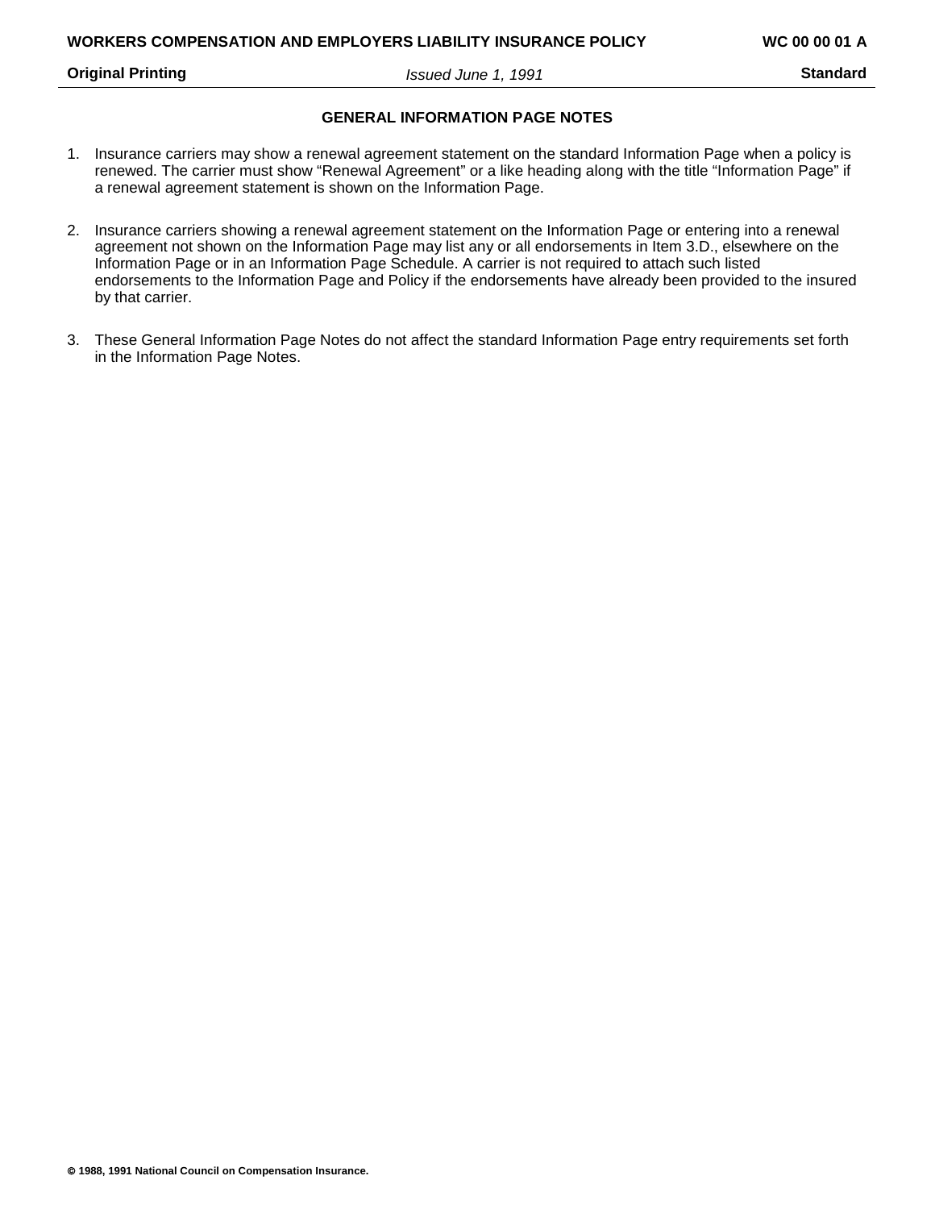## GENERAL INFORMATION PAGE NOTES

1. Insurance carriers may show a renewal agreement statement on the standard Information Page when a policy is renewed. The carrier must show "Renewal Agreement" or a like heading along with the title "Information Page" if a renewal agreement statement is shown on the Information Page.

2. Insurance carriers showing a renewal agreement statement on the Information Page or entering into a renewal agreement not shown on the Information Page may list any or all endorsements in Item 3.D., elsewhere on the Information Page or in an Information Page Schedule. A carrier is not required to attach such listed endorsements to the Information Page and Policy if the endorsements have already been provided to the insured by that carrier.

3. These General Information Page Notes do not affect the standard Information Page entry requirements set forth in the Information Page Notes.

**© 1988, 1991 National Council on Compensation Insurance.**